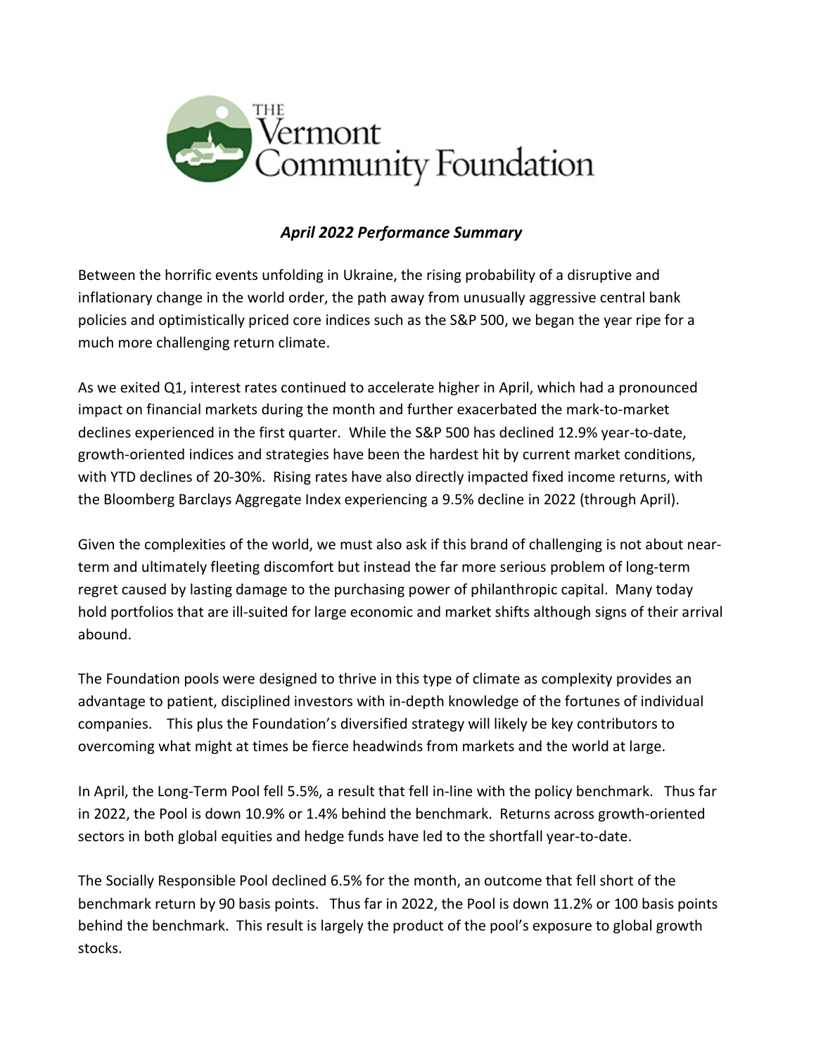THE Vermont Community Foundation

## *April 2022 Performance Summary*

Between the horrific events unfolding in Ukraine, the rising probability of a disruptive and inflationary change in the world order, the path away from unusually aggressive central bank policies and optimistically priced core indices such as the S&P 500, we began the year ripe for a much more challenging return climate.

As we exited Q1, interest rates continued to accelerate higher in April, which had a pronounced impact on financial markets during the month and further exacerbated the mark-to-market declines experienced in the first quarter. While the S&P 500 has declined 12.9% year-to-date, growth-oriented indices and strategies have been the hardest hit by current market conditions, with YTD declines of 20-30%. Rising rates have also directly impacted fixed income returns, with the Bloomberg Barclays Aggregate Index experiencing a 9.5% decline in 2022 (through April).

Given the complexities of the world, we must also ask if this brand of challenging is not about near-term and ultimately fleeting discomfort but instead the far more serious problem of long-term regret caused by lasting damage to the purchasing power of philanthropic capital. Many today hold portfolios that are ill-suited for large economic and market shifts although signs of their arrival abound.

The Foundation pools were designed to thrive in this type of climate as complexity provides an advantage to patient, disciplined investors with in-depth knowledge of the fortunes of individual companies. This plus the Foundation's diversified strategy will likely be key contributors to overcoming what might at times be fierce headwinds from markets and the world at large.

In April, the Long-Term Pool fell 5.5%, a result that fell in-line with the policy benchmark. Thus far in 2022, the Pool is down 10.9% or 1.4% behind the benchmark. Returns across growth-oriented sectors in both global equities and hedge funds have led to the shortfall year-to-date.

The Socially Responsible Pool declined 6.5% for the month, an outcome that fell short of the benchmark return by 90 basis points. Thus far in 2022, the Pool is down 11.2% or 100 basis points behind the benchmark. This result is largely the product of the pool's exposure to global growth stocks.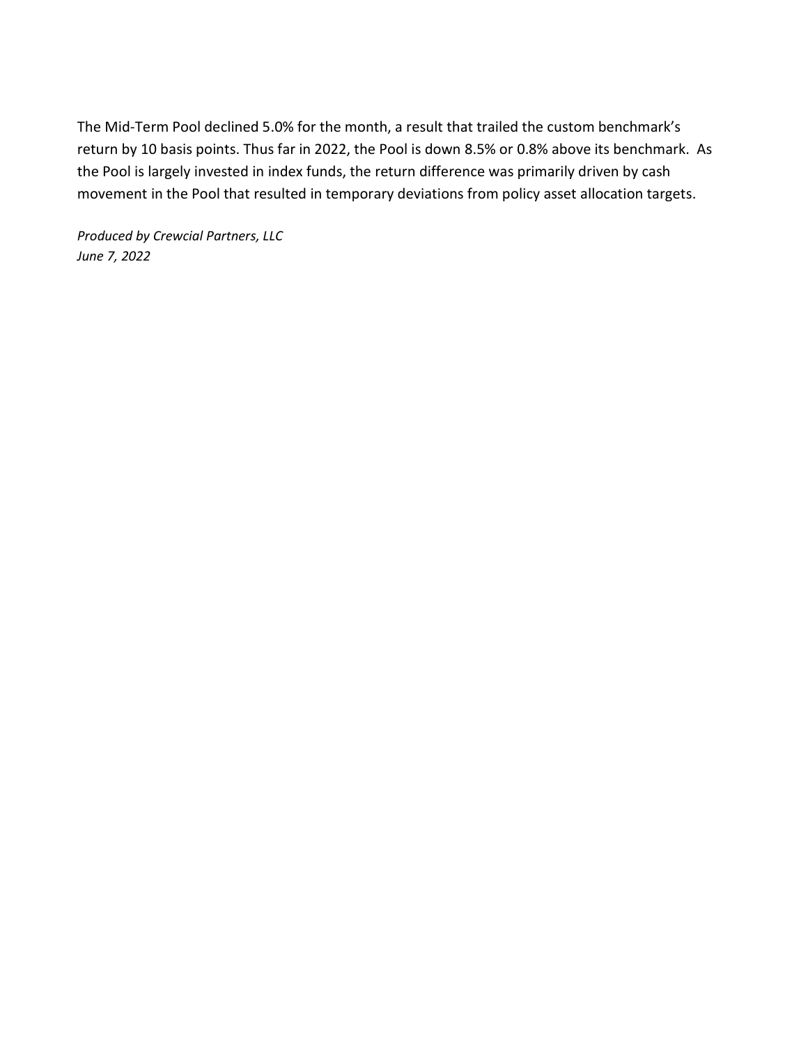The Mid-Term Pool declined 5.0% for the month, a result that trailed the custom benchmark's return by 10 basis points. Thus far in 2022, the Pool is down 8.5% or 0.8% above its benchmark. As the Pool is largely invested in index funds, the return difference was primarily driven by cash movement in the Pool that resulted in temporary deviations from policy asset allocation targets.

*Produced by Crewcial Partners, LLC*
*June 7, 2022*